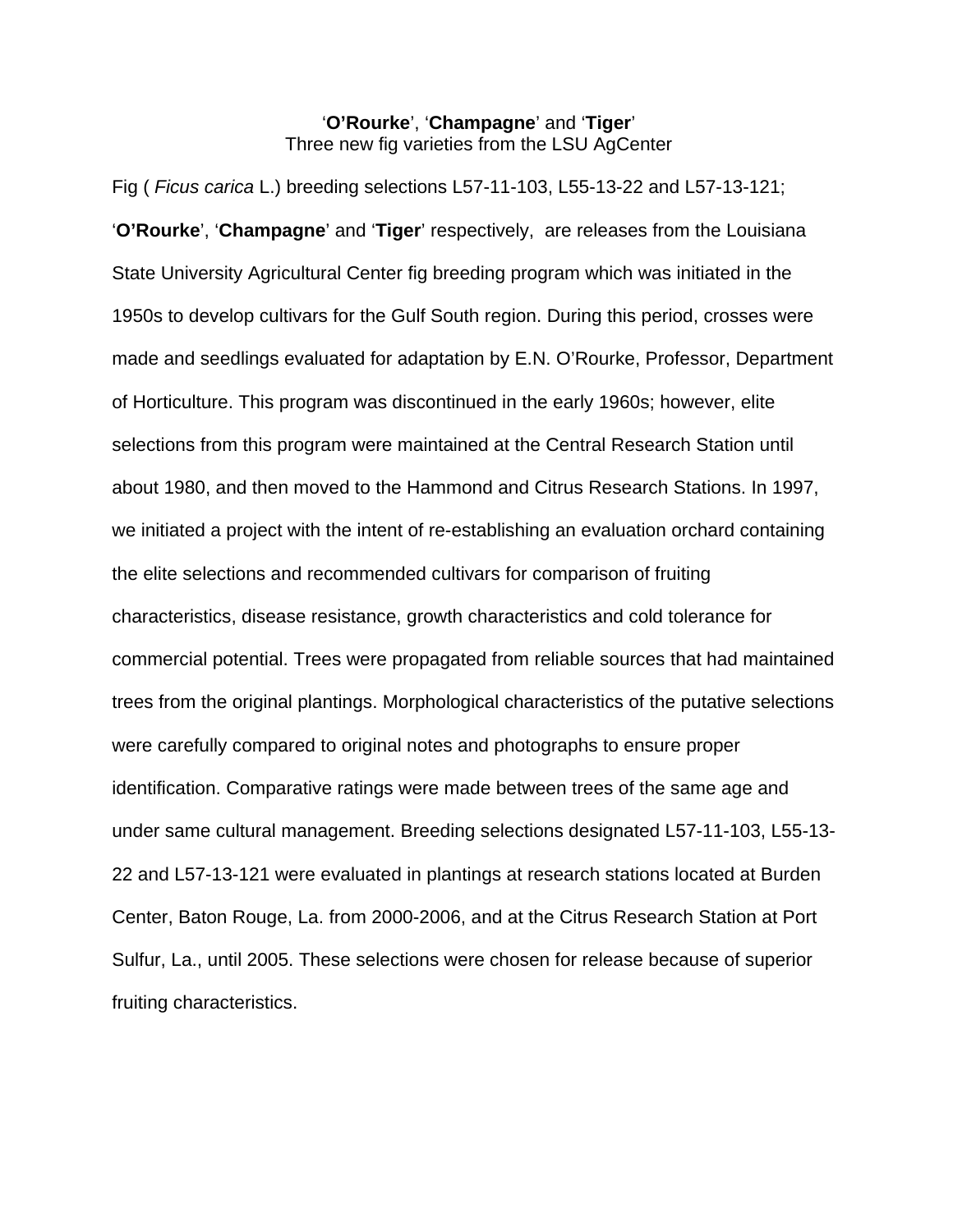# ‘**O’Rourke**’, ‘**Champagne**’ and ‘**Tiger**’

Three new fig varieties from the LSU AgCenter

Fig ( *Ficus carica* L.) breeding selections L57-11-103, L55-13-22 and L57-13-121; ‘**O’Rourke**’, ‘**Champagne**’ and ‘**Tiger**’ respectively, are releases from the Louisiana State University Agricultural Center fig breeding program which was initiated in the 1950s to develop cultivars for the Gulf South region. During this period, crosses were made and seedlings evaluated for adaptation by E.N. O’Rourke, Professor, Department of Horticulture. This program was discontinued in the early 1960s; however, elite selections from this program were maintained at the Central Research Station until about 1980, and then moved to the Hammond and Citrus Research Stations. In 1997, we initiated a project with the intent of re-establishing an evaluation orchard containing the elite selections and recommended cultivars for comparison of fruiting characteristics, disease resistance, growth characteristics and cold tolerance for commercial potential. Trees were propagated from reliable sources that had maintained trees from the original plantings. Morphological characteristics of the putative selections were carefully compared to original notes and photographs to ensure proper identification. Comparative ratings were made between trees of the same age and under same cultural management. Breeding selections designated L57-11-103, L55-13-22 and L57-13-121 were evaluated in plantings at research stations located at Burden Center, Baton Rouge, La. from 2000-2006, and at the Citrus Research Station at Port Sulfur, La., until 2005. These selections were chosen for release because of superior fruiting characteristics.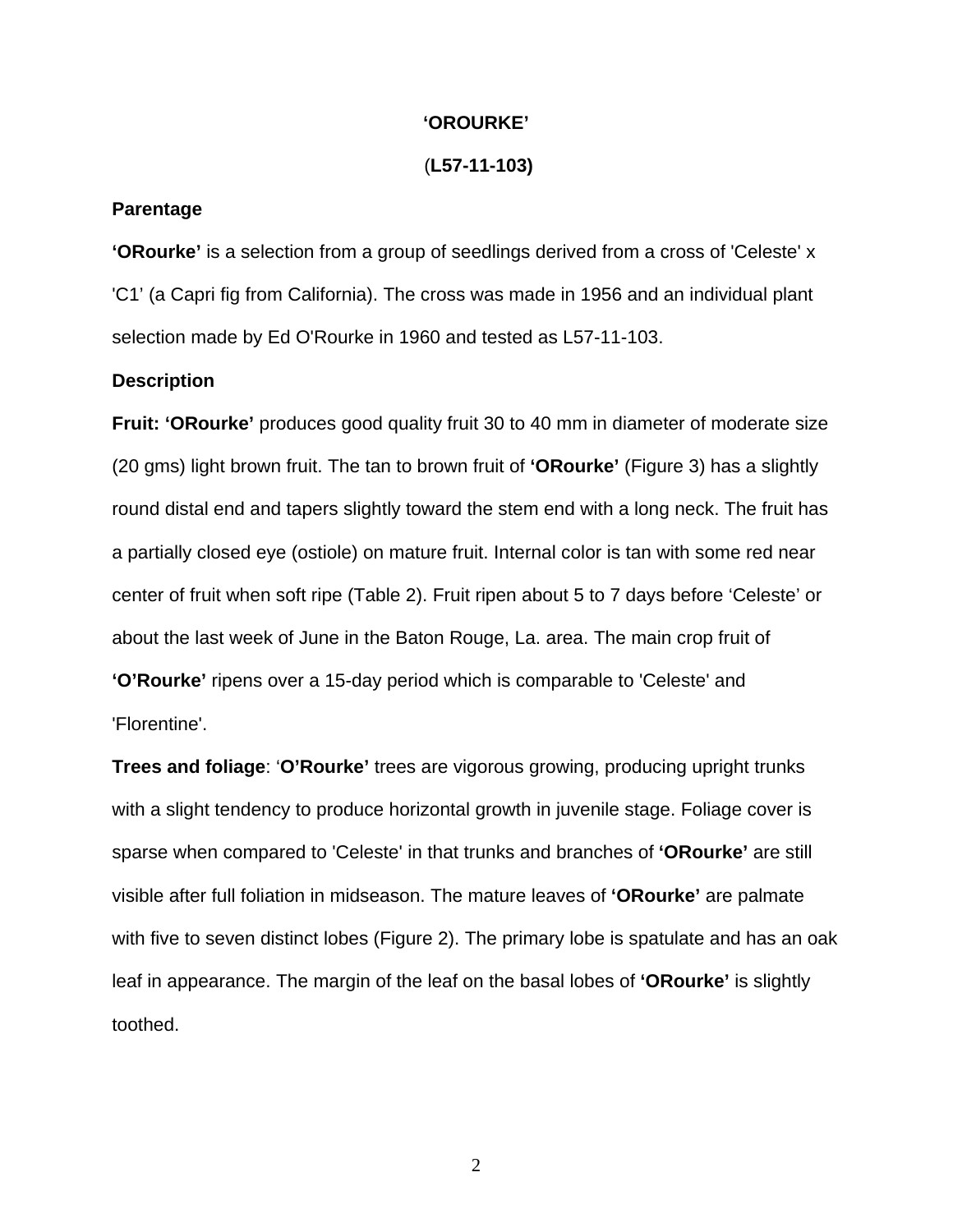**‘OROURKE’**

(**L57-11-103)**

**Parentage**

**‘ORourke’** is a selection from a group of seedlings derived from a cross of 'Celeste' x 'C1’ (a Capri fig from California). The cross was made in 1956 and an individual plant selection made by Ed O'Rourke in 1960 and tested as L57-11-103.

**Description**

**Fruit: ‘ORourke’** produces good quality fruit 30 to 40 mm in diameter of moderate size (20 gms) light brown fruit. The tan to brown fruit of **‘ORourke’** (Figure 3) has a slightly round distal end and tapers slightly toward the stem end with a long neck. The fruit has a partially closed eye (ostiole) on mature fruit. Internal color is tan with some red near center of fruit when soft ripe (Table 2). Fruit ripen about 5 to 7 days before ‘Celeste’ or about the last week of June in the Baton Rouge, La. area. The main crop fruit of **‘O’Rourke’** ripens over a 15-day period which is comparable to 'Celeste' and 'Florentine'.

**Trees and foliage**: ‘**O’Rourke’** trees are vigorous growing, producing upright trunks with a slight tendency to produce horizontal growth in juvenile stage. Foliage cover is sparse when compared to 'Celeste' in that trunks and branches of **‘ORourke’** are still visible after full foliation in midseason. The mature leaves of **‘ORourke’** are palmate with five to seven distinct lobes (Figure 2). The primary lobe is spatulate and has an oak leaf in appearance. The margin of the leaf on the basal lobes of **‘ORourke’** is slightly toothed.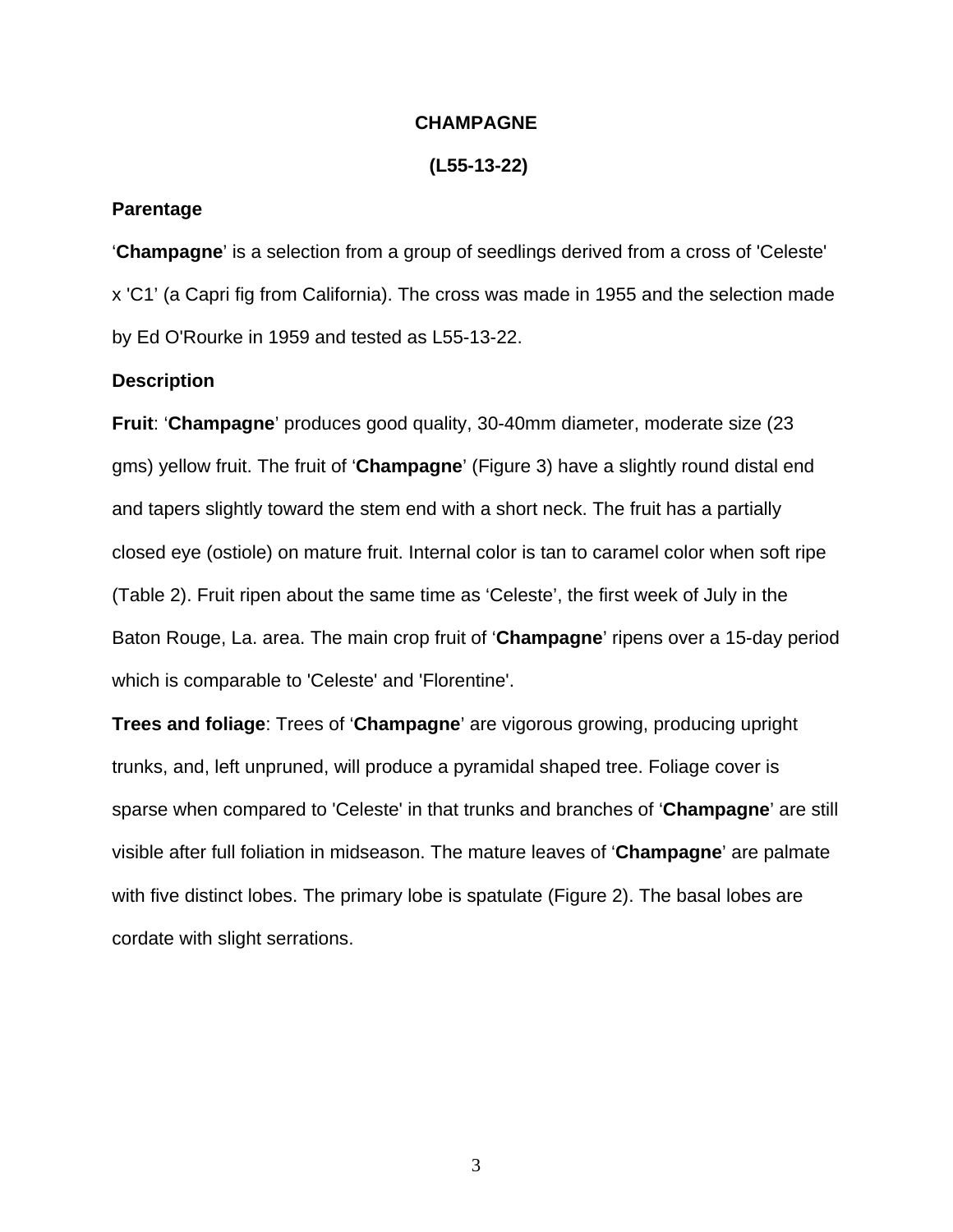## CHAMPAGNE

## (L55-13-22)

**Parentage**

'**Champagne**' is a selection from a group of seedlings derived from a cross of 'Celeste' x 'C1' (a Capri fig from California). The cross was made in 1955 and the selection made by Ed O'Rourke in 1959 and tested as L55-13-22.

**Description**

**Fruit**: '**Champagne**' produces good quality, 30-40mm diameter, moderate size (23 gms) yellow fruit. The fruit of '**Champagne**' (Figure 3) have a slightly round distal end and tapers slightly toward the stem end with a short neck. The fruit has a partially closed eye (ostiole) on mature fruit. Internal color is tan to caramel color when soft ripe (Table 2). Fruit ripen about the same time as 'Celeste', the first week of July in the Baton Rouge, La. area. The main crop fruit of '**Champagne**' ripens over a 15-day period which is comparable to 'Celeste' and 'Florentine'.

**Trees and foliage**: Trees of '**Champagne**' are vigorous growing, producing upright trunks, and, left unpruned, will produce a pyramidal shaped tree. Foliage cover is sparse when compared to 'Celeste' in that trunks and branches of '**Champagne**' are still visible after full foliation in midseason. The mature leaves of '**Champagne**' are palmate with five distinct lobes. The primary lobe is spatulate (Figure 2). The basal lobes are cordate with slight serrations.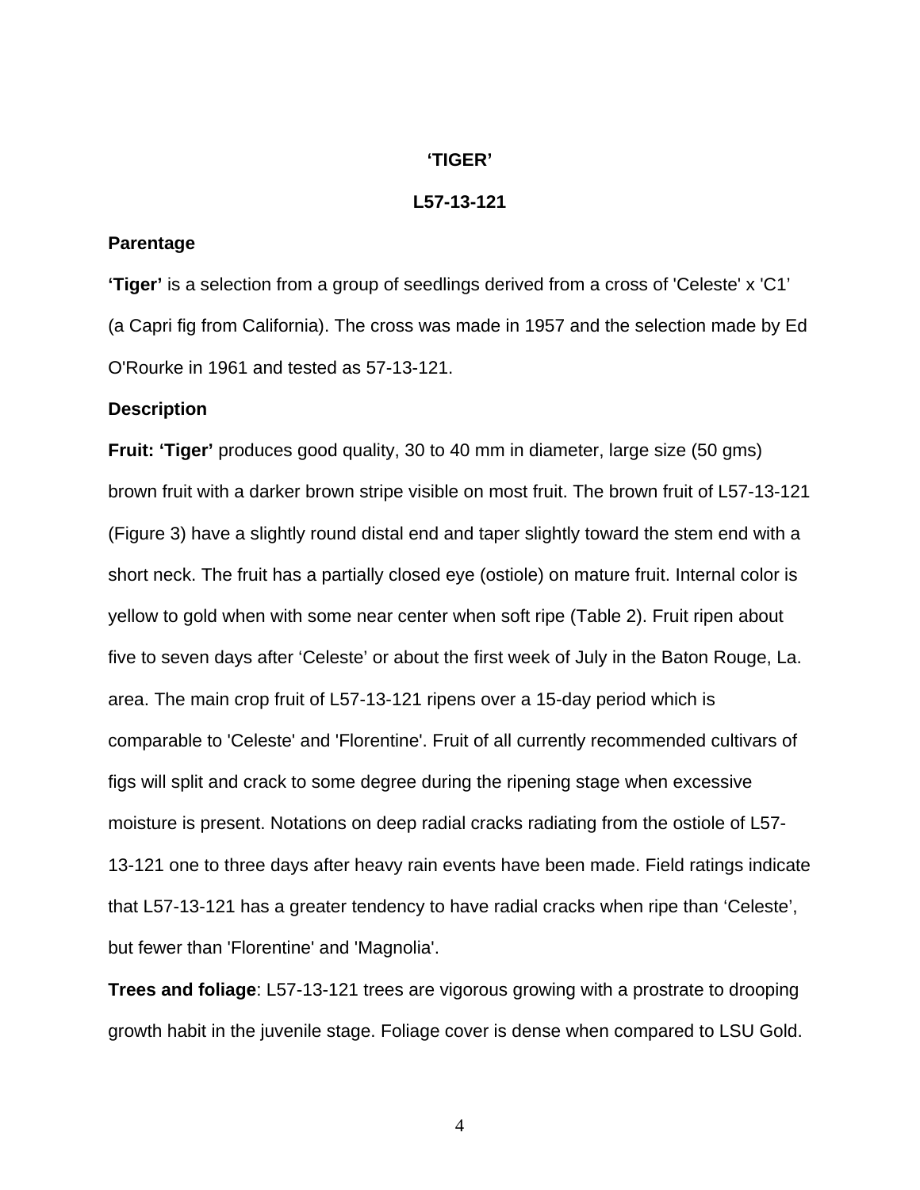## ‘TIGER’

## L57-13-121

### Parentage

**‘Tiger’** is a selection from a group of seedlings derived from a cross of 'Celeste' x 'C1' (a Capri fig from California). The cross was made in 1957 and the selection made by Ed O'Rourke in 1961 and tested as 57-13-121.

### Description

**Fruit: ‘Tiger’** produces good quality, 30 to 40 mm in diameter, large size (50 gms) brown fruit with a darker brown stripe visible on most fruit. The brown fruit of L57-13-121 (Figure 3) have a slightly round distal end and taper slightly toward the stem end with a short neck. The fruit has a partially closed eye (ostiole) on mature fruit. Internal color is yellow to gold when with some near center when soft ripe (Table 2). Fruit ripen about five to seven days after ‘Celeste’ or about the first week of July in the Baton Rouge, La. area. The main crop fruit of L57-13-121 ripens over a 15-day period which is comparable to 'Celeste' and 'Florentine'. Fruit of all currently recommended cultivars of figs will split and crack to some degree during the ripening stage when excessive moisture is present. Notations on deep radial cracks radiating from the ostiole of L57-13-121 one to three days after heavy rain events have been made. Field ratings indicate that L57-13-121 has a greater tendency to have radial cracks when ripe than ‘Celeste’, but fewer than 'Florentine' and 'Magnolia'.

**Trees and foliage**: L57-13-121 trees are vigorous growing with a prostrate to drooping growth habit in the juvenile stage. Foliage cover is dense when compared to LSU Gold.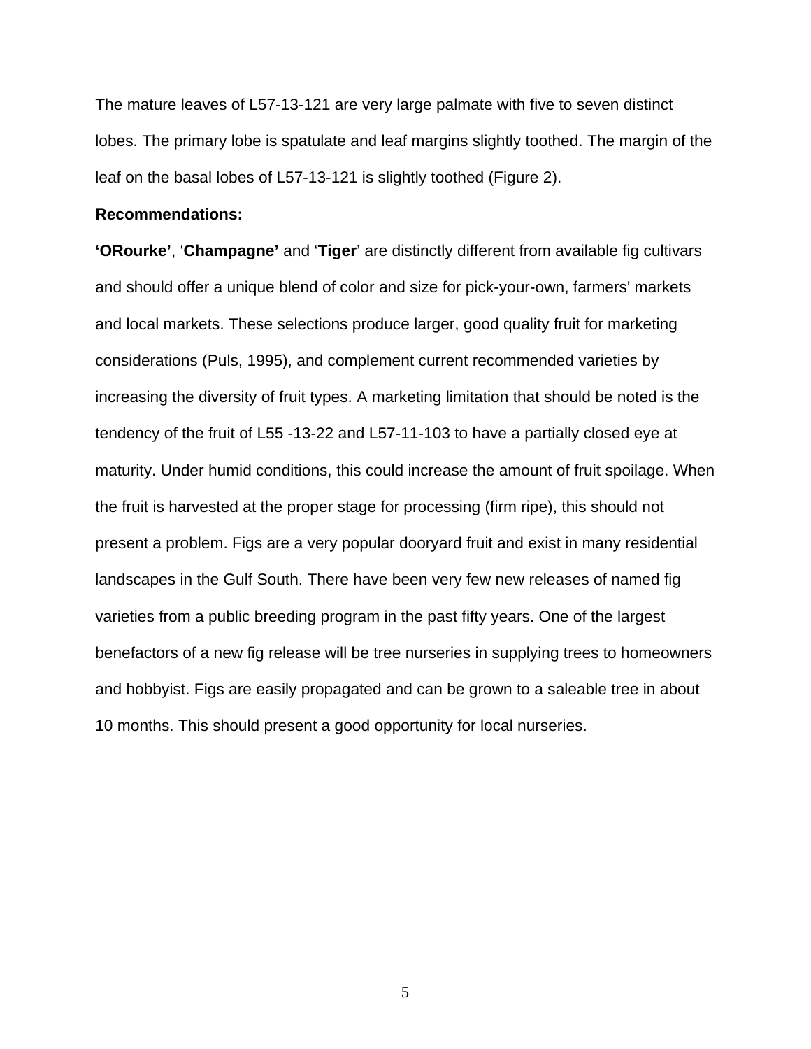The mature leaves of L57-13-121 are very large palmate with five to seven distinct lobes. The primary lobe is spatulate and leaf margins slightly toothed. The margin of the leaf on the basal lobes of L57-13-121 is slightly toothed (Figure 2).

**Recommendations:**

**'ORourke'**, '**Champagne'** and '**Tiger**' are distinctly different from available fig cultivars and should offer a unique blend of color and size for pick-your-own, farmers' markets and local markets. These selections produce larger, good quality fruit for marketing considerations (Puls, 1995), and complement current recommended varieties by increasing the diversity of fruit types. A marketing limitation that should be noted is the tendency of the fruit of L55 -13-22 and L57-11-103 to have a partially closed eye at maturity. Under humid conditions, this could increase the amount of fruit spoilage. When the fruit is harvested at the proper stage for processing (firm ripe), this should not present a problem. Figs are a very popular dooryard fruit and exist in many residential landscapes in the Gulf South. There have been very few new releases of named fig varieties from a public breeding program in the past fifty years. One of the largest benefactors of a new fig release will be tree nurseries in supplying trees to homeowners and hobbyist. Figs are easily propagated and can be grown to a saleable tree in about 10 months. This should present a good opportunity for local nurseries.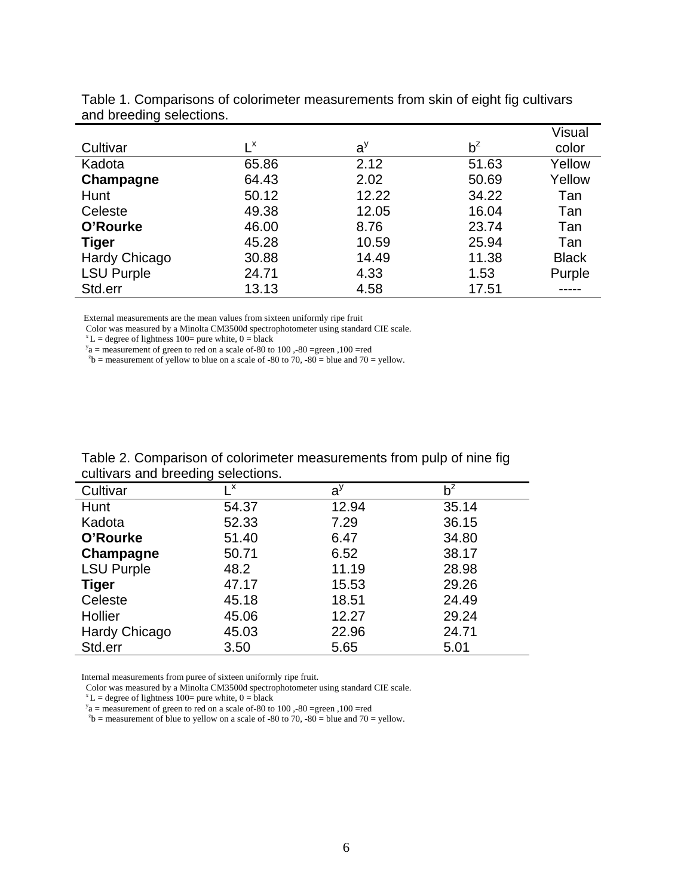Table 1. Comparisons of colorimeter measurements from skin of eight fig cultivars and breeding selections.

| Cultivar | $L^x$ | $a^y$ | $b^z$ | Visual color |
|---|---|---|---|---|
| Kadota | 65.86 | 2.12 | 51.63 | Yellow |
| **Champagne** | 64.43 | 2.02 | 50.69 | Yellow |
| Hunt | 50.12 | 12.22 | 34.22 | Tan |
| Celeste | 49.38 | 12.05 | 16.04 | Tan |
| **O'Rourke** | 46.00 | 8.76 | 23.74 | Tan |
| **Tiger** | 45.28 | 10.59 | 25.94 | Tan |
| Hardy Chicago | 30.88 | 14.49 | 11.38 | Black |
| LSU Purple | 24.71 | 4.33 | 1.53 | Purple |
| Std.err | 13.13 | 4.58 | 17.51 | ----- |

External measurements are the mean values from sixteen uniformly ripe fruit
Color was measured by a Minolta CM3500d spectrophotometer using standard CIE scale.
[x] L = degree of lightness 100= pure white, 0 = black
[y] a = measurement of green to red on a scale of-80 to 100 ,-80 =green ,100 =red
[z] b = measurement of yellow to blue on a scale of -80 to 70, -80 = blue and 70 = yellow.

Table 2. Comparison of colorimeter measurements from pulp of nine fig cultivars and breeding selections.

| Cultivar | $L^x$ | $a^y$ | $b^z$ |
|---|---|---|---|
| Hunt | 54.37 | 12.94 | 35.14 |
| Kadota | 52.33 | 7.29 | 36.15 |
| **O'Rourke** | 51.40 | 6.47 | 34.80 |
| **Champagne** | 50.71 | 6.52 | 38.17 |
| LSU Purple | 48.2 | 11.19 | 28.98 |
| **Tiger** | 47.17 | 15.53 | 29.26 |
| Celeste | 45.18 | 18.51 | 24.49 |
| Hollier | 45.06 | 12.27 | 29.24 |
| Hardy Chicago | 45.03 | 22.96 | 24.71 |
| Std.err | 3.50 | 5.65 | 5.01 |

Internal measurements from puree of sixteen uniformly ripe fruit.
Color was measured by a Minolta CM3500d spectrophotometer using standard CIE scale.
[x] L = degree of lightness 100= pure white, 0 = black
[y] a = measurement of green to red on a scale of-80 to 100 ,-80 =green ,100 =red
[z] b = measurement of blue to yellow on a scale of -80 to 70, -80 = blue and 70 = yellow.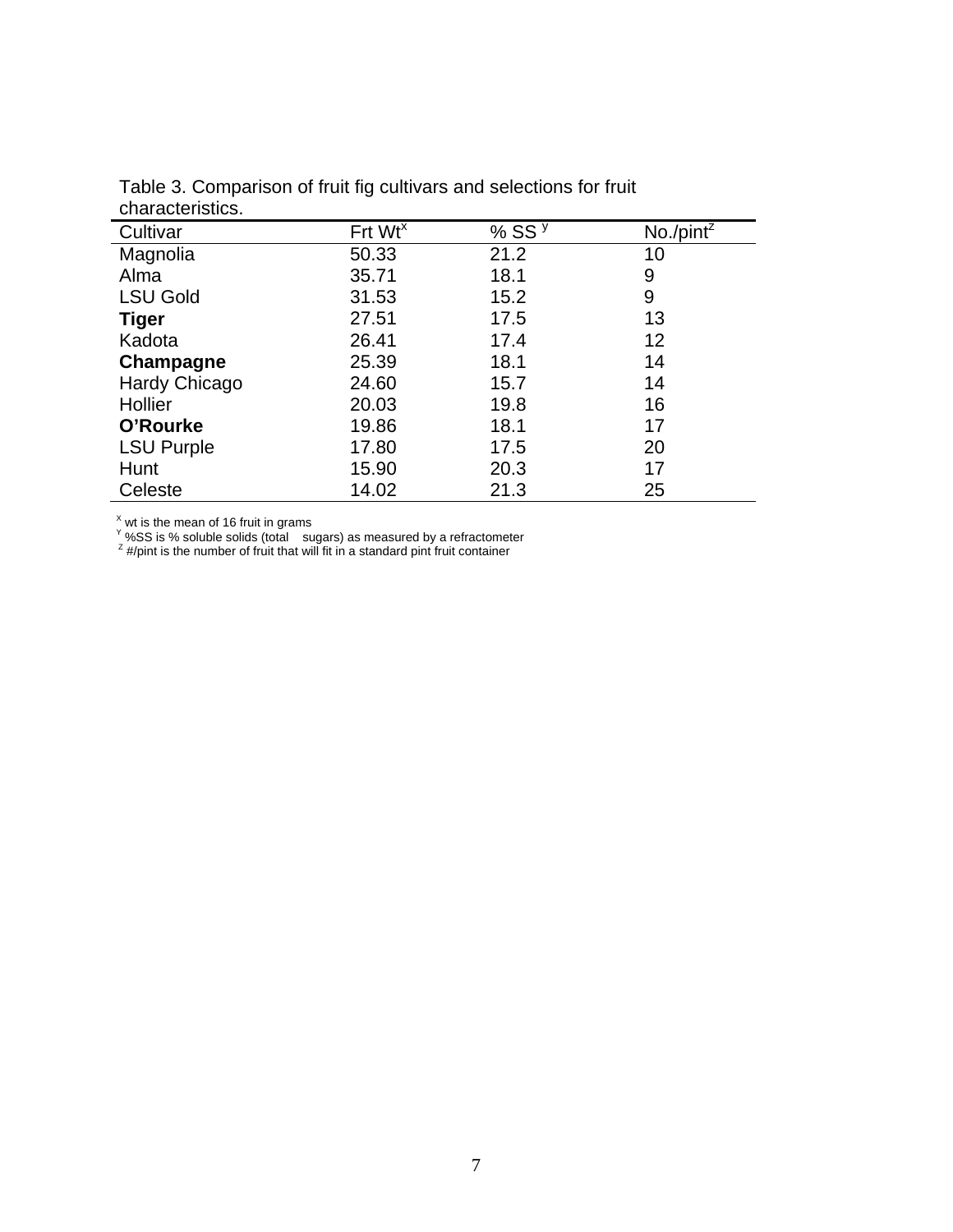Table 3. Comparison of fruit fig cultivars and selections for fruit characteristics.

| Cultivar | Frt Wt[x] | % SS [y] | No./pint[z] |
|---|---|---|---|
| Magnolia | 50.33 | 21.2 | 10 |
| Alma | 35.71 | 18.1 | 9 |
| LSU Gold | 31.53 | 15.2 | 9 |
| **Tiger** | 27.51 | 17.5 | 13 |
| Kadota | 26.41 | 17.4 | 12 |
| **Champagne** | 25.39 | 18.1 | 14 |
| Hardy Chicago | 24.60 | 15.7 | 14 |
| Hollier | 20.03 | 19.8 | 16 |
| **O'Rourke** | 19.86 | 18.1 | 17 |
| LSU Purple | 17.80 | 17.5 | 20 |
| Hunt | 15.90 | 20.3 | 17 |
| Celeste | 14.02 | 21.3 | 25 |

[x] wt is the mean of 16 fruit in grams

[Y] %SS is % soluble solids (total sugars) as measured by a refractometer

[Z] #/pint is the number of fruit that will fit in a standard pint fruit container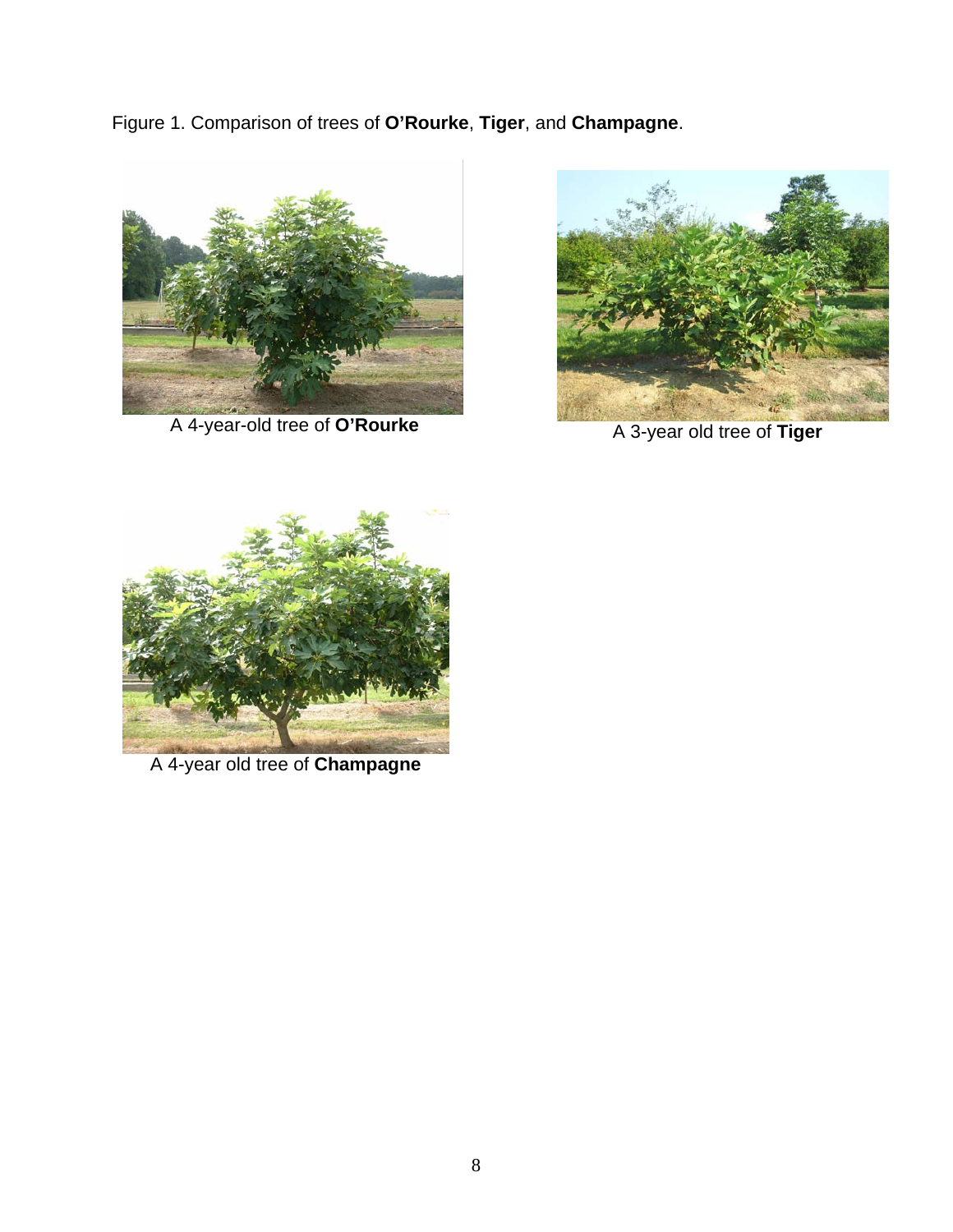Figure 1. Comparison of trees of **O'Rourke**, **Tiger**, and **Champagne**.

A 4-year-old tree of **O'Rourke**

A 3-year old tree of **Tiger**

A 4-year old tree of **Champagne**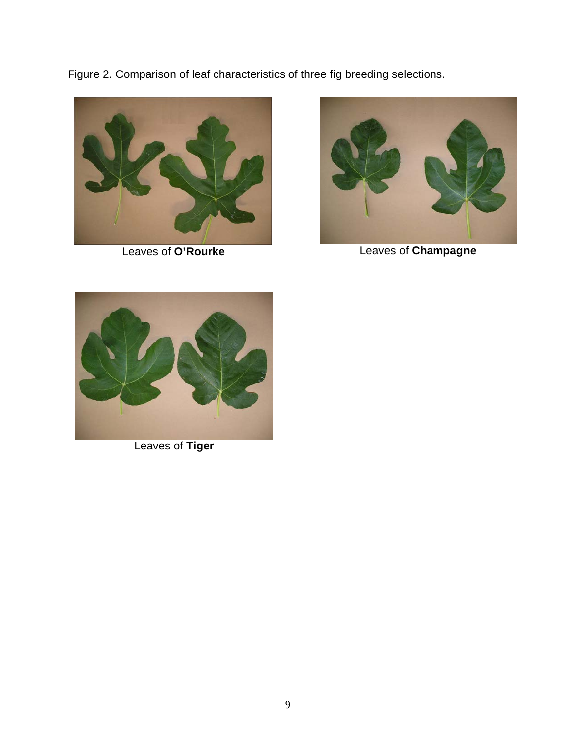Figure 2. Comparison of leaf characteristics of three fig breeding selections.

Leaves of **O'Rourke**

Leaves of **Champagne**

Leaves of **Tiger**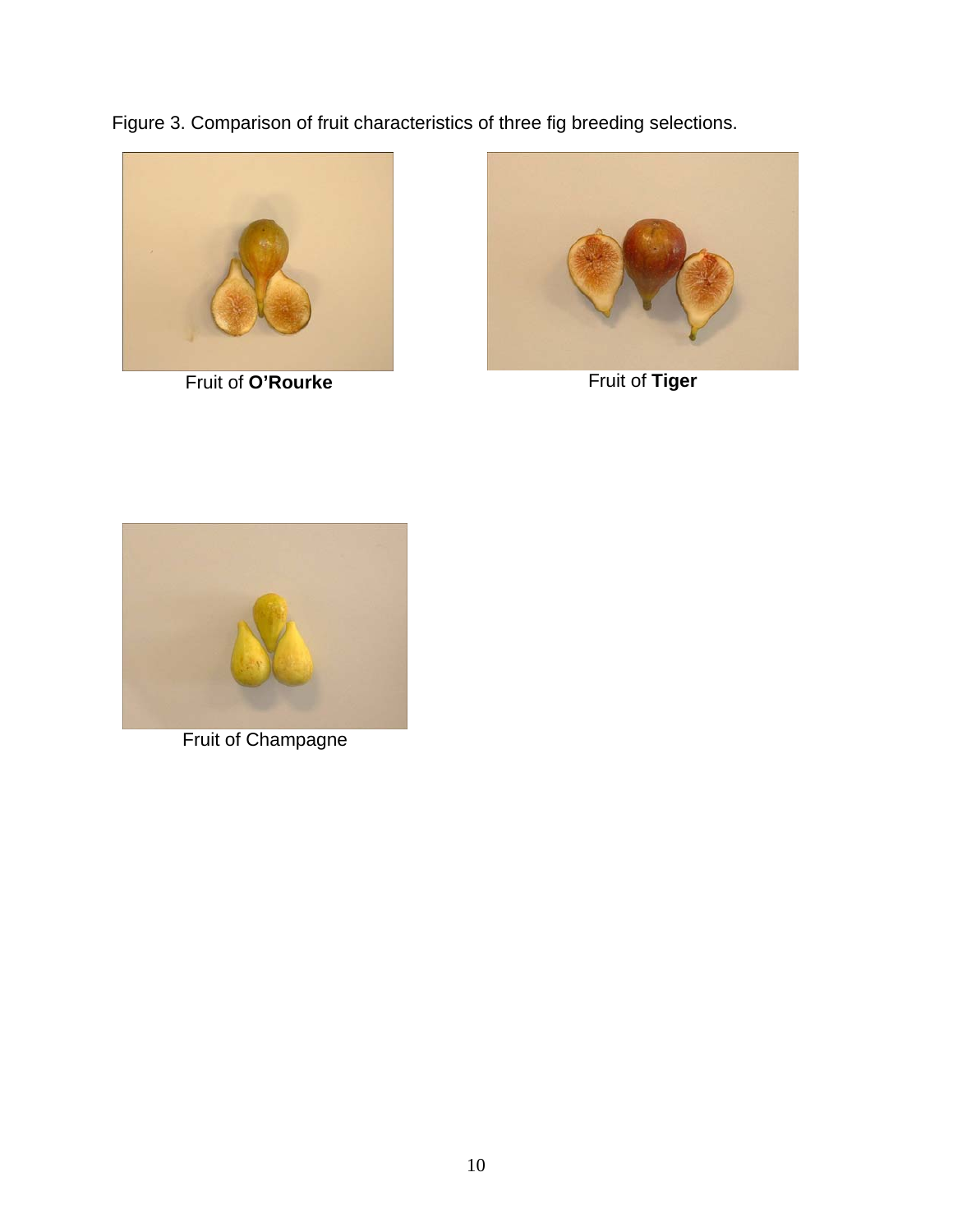Figure 3. Comparison of fruit characteristics of three fig breeding selections.

Fruit of **O'Rourke**

Fruit of **Tiger**

Fruit of Champagne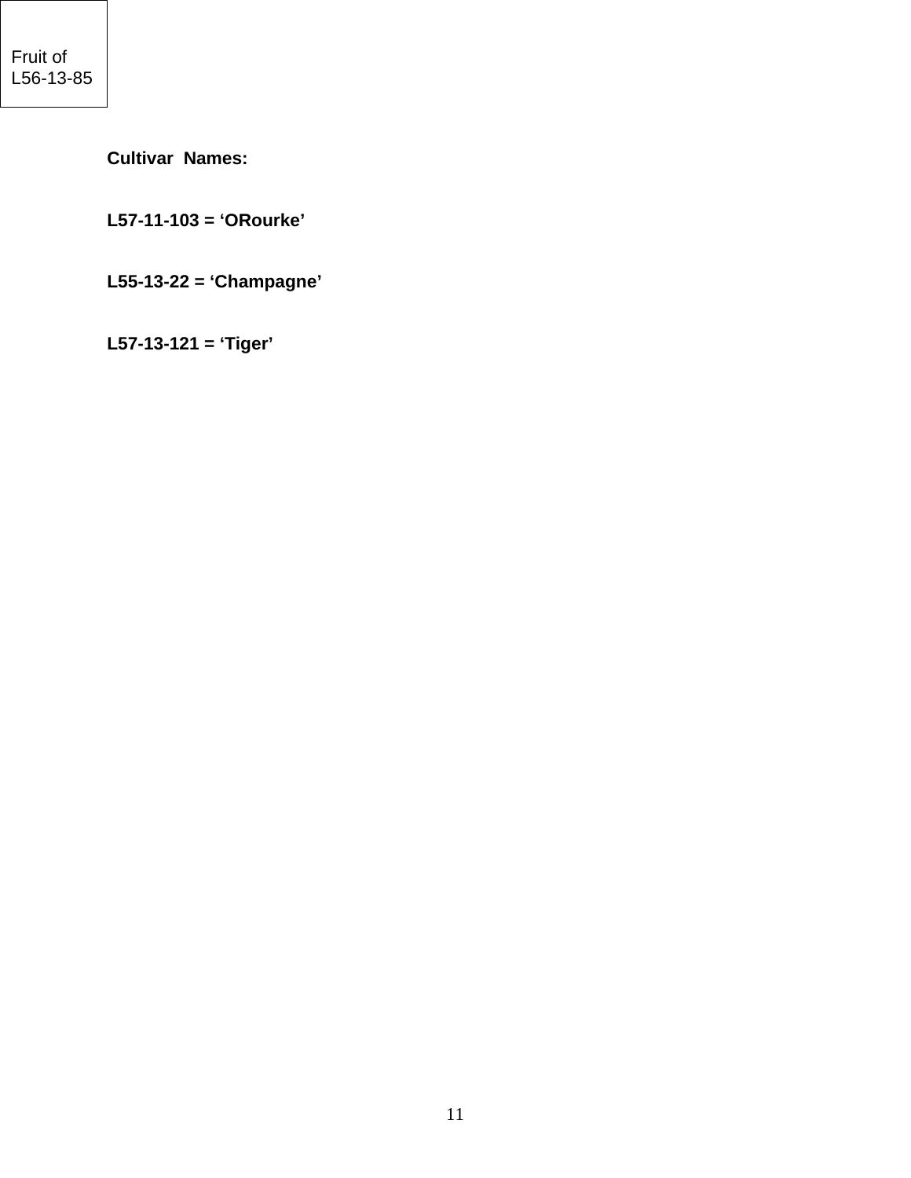Fruit of
L56-13-85

**Cultivar Names:**

**L57-11-103 = 'ORourke'**

**L55-13-22 = 'Champagne'**

**L57-13-121 = 'Tiger'**